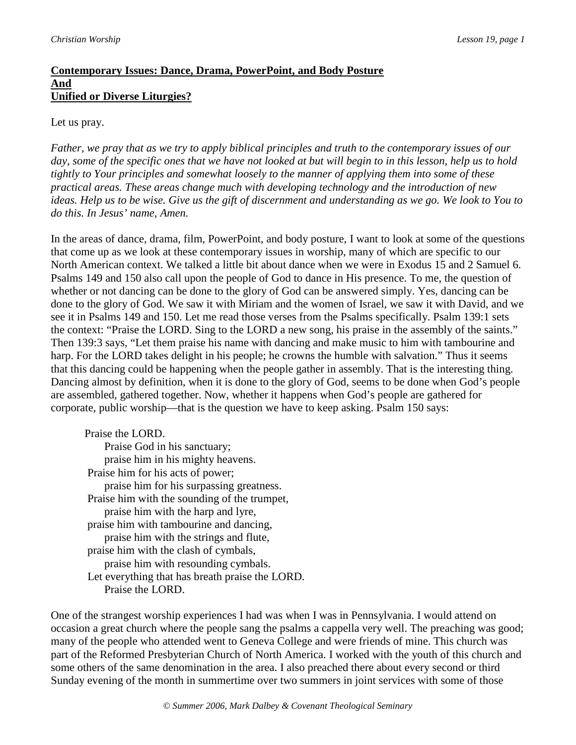**Contemporary Issues: Dance, Drama, PowerPoint, and Body Posture**
**And**
**Unified or Diverse Liturgies?**

Let us pray.

*Father, we pray that as we try to apply biblical principles and truth to the contemporary issues of our day, some of the specific ones that we have not looked at but will begin to in this lesson, help us to hold tightly to Your principles and somewhat loosely to the manner of applying them into some of these practical areas. These areas change much with developing technology and the introduction of new ideas. Help us to be wise. Give us the gift of discernment and understanding as we go. We look to You to do this. In Jesus' name, Amen.*

In the areas of dance, drama, film, PowerPoint, and body posture, I want to look at some of the questions that come up as we look at these contemporary issues in worship, many of which are specific to our North American context. We talked a little bit about dance when we were in Exodus 15 and 2 Samuel 6. Psalms 149 and 150 also call upon the people of God to dance in His presence. To me, the question of whether or not dancing can be done to the glory of God can be answered simply. Yes, dancing can be done to the glory of God. We saw it with Miriam and the women of Israel, we saw it with David, and we see it in Psalms 149 and 150. Let me read those verses from the Psalms specifically. Psalm 139:1 sets the context: "Praise the LORD. Sing to the LORD a new song, his praise in the assembly of the saints." Then 139:3 says, "Let them praise his name with dancing and make music to him with tambourine and harp. For the LORD takes delight in his people; he crowns the humble with salvation." Thus it seems that this dancing could be happening when the people gather in assembly. That is the interesting thing. Dancing almost by definition, when it is done to the glory of God, seems to be done when God's people are assembled, gathered together. Now, whether it happens when God's people are gathered for corporate, public worship—that is the question we have to keep asking. Psalm 150 says:

> Praise the LORD.
> &nbsp;&nbsp;&nbsp;&nbsp;Praise God in his sanctuary;
> &nbsp;&nbsp;&nbsp;&nbsp;praise him in his mighty heavens.
> Praise him for his acts of power;
> &nbsp;&nbsp;&nbsp;&nbsp;praise him for his surpassing greatness.
> Praise him with the sounding of the trumpet,
> &nbsp;&nbsp;&nbsp;&nbsp;praise him with the harp and lyre,
> praise him with tambourine and dancing,
> &nbsp;&nbsp;&nbsp;&nbsp;praise him with the strings and flute,
> praise him with the clash of cymbals,
> &nbsp;&nbsp;&nbsp;&nbsp;praise him with resounding cymbals.
> Let everything that has breath praise the LORD.
> &nbsp;&nbsp;&nbsp;&nbsp;Praise the LORD.

One of the strangest worship experiences I had was when I was in Pennsylvania. I would attend on occasion a great church where the people sang the psalms a cappella very well. The preaching was good; many of the people who attended went to Geneva College and were friends of mine. This church was part of the Reformed Presbyterian Church of North America. I worked with the youth of this church and some others of the same denomination in the area. I also preached there about every second or third Sunday evening of the month in summertime over two summers in joint services with some of those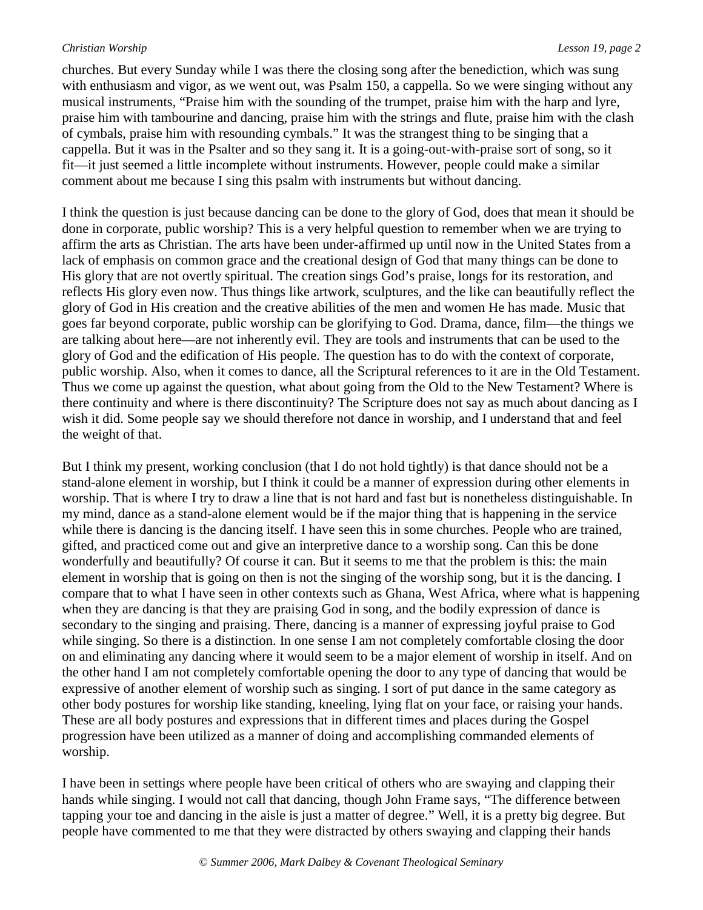churches. But every Sunday while I was there the closing song after the benediction, which was sung with enthusiasm and vigor, as we went out, was Psalm 150, a cappella. So we were singing without any musical instruments, "Praise him with the sounding of the trumpet, praise him with the harp and lyre, praise him with tambourine and dancing, praise him with the strings and flute, praise him with the clash of cymbals, praise him with resounding cymbals." It was the strangest thing to be singing that a cappella. But it was in the Psalter and so they sang it. It is a going-out-with-praise sort of song, so it fit—it just seemed a little incomplete without instruments. However, people could make a similar comment about me because I sing this psalm with instruments but without dancing.

I think the question is just because dancing can be done to the glory of God, does that mean it should be done in corporate, public worship? This is a very helpful question to remember when we are trying to affirm the arts as Christian. The arts have been under-affirmed up until now in the United States from a lack of emphasis on common grace and the creational design of God that many things can be done to His glory that are not overtly spiritual. The creation sings God's praise, longs for its restoration, and reflects His glory even now. Thus things like artwork, sculptures, and the like can beautifully reflect the glory of God in His creation and the creative abilities of the men and women He has made. Music that goes far beyond corporate, public worship can be glorifying to God. Drama, dance, film—the things we are talking about here—are not inherently evil. They are tools and instruments that can be used to the glory of God and the edification of His people. The question has to do with the context of corporate, public worship. Also, when it comes to dance, all the Scriptural references to it are in the Old Testament. Thus we come up against the question, what about going from the Old to the New Testament? Where is there continuity and where is there discontinuity? The Scripture does not say as much about dancing as I wish it did. Some people say we should therefore not dance in worship, and I understand that and feel the weight of that.

But I think my present, working conclusion (that I do not hold tightly) is that dance should not be a stand-alone element in worship, but I think it could be a manner of expression during other elements in worship. That is where I try to draw a line that is not hard and fast but is nonetheless distinguishable. In my mind, dance as a stand-alone element would be if the major thing that is happening in the service while there is dancing is the dancing itself. I have seen this in some churches. People who are trained, gifted, and practiced come out and give an interpretive dance to a worship song. Can this be done wonderfully and beautifully? Of course it can. But it seems to me that the problem is this: the main element in worship that is going on then is not the singing of the worship song, but it is the dancing. I compare that to what I have seen in other contexts such as Ghana, West Africa, where what is happening when they are dancing is that they are praising God in song, and the bodily expression of dance is secondary to the singing and praising. There, dancing is a manner of expressing joyful praise to God while singing. So there is a distinction. In one sense I am not completely comfortable closing the door on and eliminating any dancing where it would seem to be a major element of worship in itself. And on the other hand I am not completely comfortable opening the door to any type of dancing that would be expressive of another element of worship such as singing. I sort of put dance in the same category as other body postures for worship like standing, kneeling, lying flat on your face, or raising your hands. These are all body postures and expressions that in different times and places during the Gospel progression have been utilized as a manner of doing and accomplishing commanded elements of worship.

I have been in settings where people have been critical of others who are swaying and clapping their hands while singing. I would not call that dancing, though John Frame says, "The difference between tapping your toe and dancing in the aisle is just a matter of degree." Well, it is a pretty big degree. But people have commented to me that they were distracted by others swaying and clapping their hands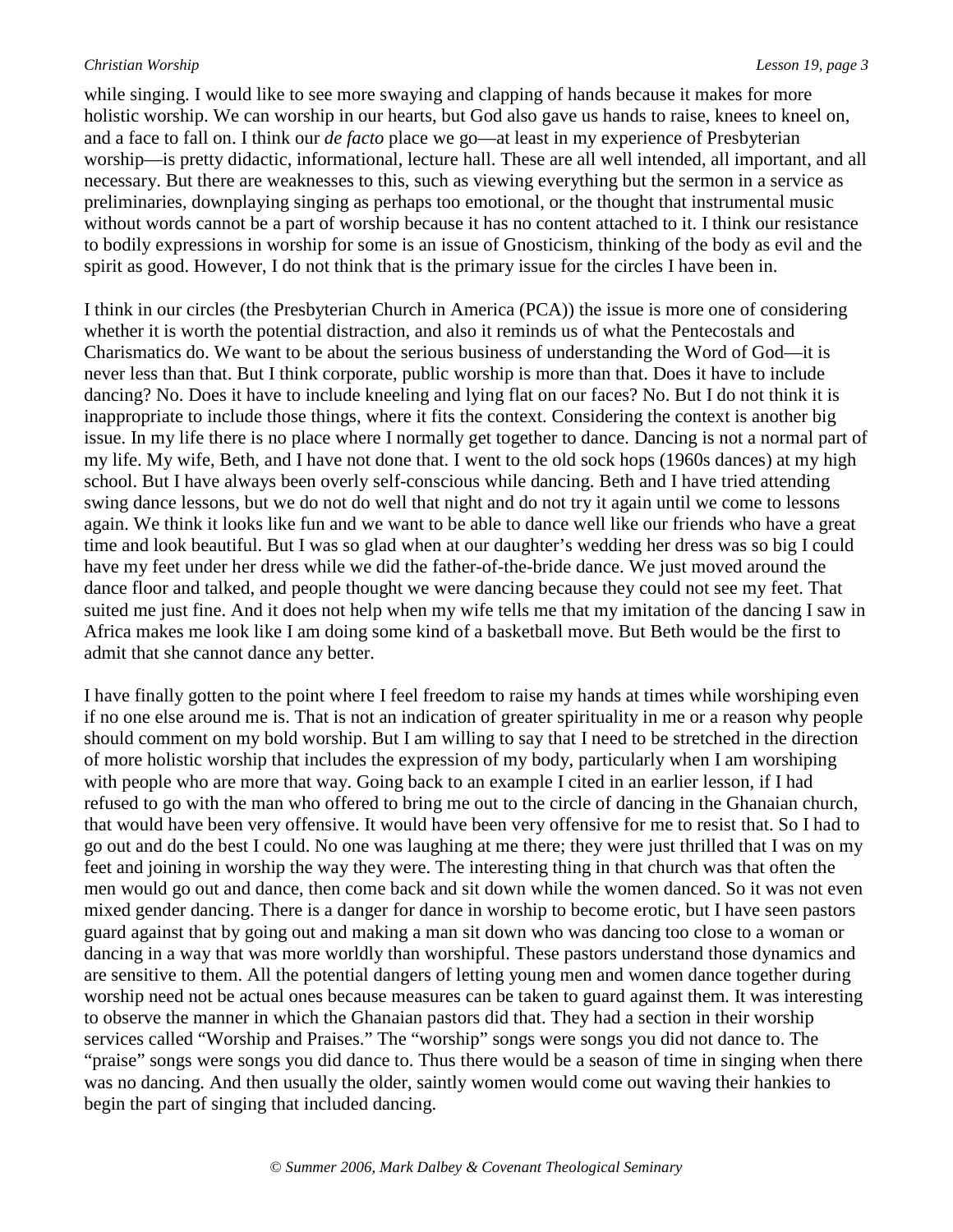while singing. I would like to see more swaying and clapping of hands because it makes for more holistic worship. We can worship in our hearts, but God also gave us hands to raise, knees to kneel on, and a face to fall on. I think our *de facto* place we go—at least in my experience of Presbyterian worship—is pretty didactic, informational, lecture hall. These are all well intended, all important, and all necessary. But there are weaknesses to this, such as viewing everything but the sermon in a service as preliminaries, downplaying singing as perhaps too emotional, or the thought that instrumental music without words cannot be a part of worship because it has no content attached to it. I think our resistance to bodily expressions in worship for some is an issue of Gnosticism, thinking of the body as evil and the spirit as good. However, I do not think that is the primary issue for the circles I have been in.

I think in our circles (the Presbyterian Church in America (PCA)) the issue is more one of considering whether it is worth the potential distraction, and also it reminds us of what the Pentecostals and Charismatics do. We want to be about the serious business of understanding the Word of God—it is never less than that. But I think corporate, public worship is more than that. Does it have to include dancing? No. Does it have to include kneeling and lying flat on our faces? No. But I do not think it is inappropriate to include those things, where it fits the context. Considering the context is another big issue. In my life there is no place where I normally get together to dance. Dancing is not a normal part of my life. My wife, Beth, and I have not done that. I went to the old sock hops (1960s dances) at my high school. But I have always been overly self-conscious while dancing. Beth and I have tried attending swing dance lessons, but we do not do well that night and do not try it again until we come to lessons again. We think it looks like fun and we want to be able to dance well like our friends who have a great time and look beautiful. But I was so glad when at our daughter's wedding her dress was so big I could have my feet under her dress while we did the father-of-the-bride dance. We just moved around the dance floor and talked, and people thought we were dancing because they could not see my feet. That suited me just fine. And it does not help when my wife tells me that my imitation of the dancing I saw in Africa makes me look like I am doing some kind of a basketball move. But Beth would be the first to admit that she cannot dance any better.

I have finally gotten to the point where I feel freedom to raise my hands at times while worshiping even if no one else around me is. That is not an indication of greater spirituality in me or a reason why people should comment on my bold worship. But I am willing to say that I need to be stretched in the direction of more holistic worship that includes the expression of my body, particularly when I am worshiping with people who are more that way. Going back to an example I cited in an earlier lesson, if I had refused to go with the man who offered to bring me out to the circle of dancing in the Ghanaian church, that would have been very offensive. It would have been very offensive for me to resist that. So I had to go out and do the best I could. No one was laughing at me there; they were just thrilled that I was on my feet and joining in worship the way they were. The interesting thing in that church was that often the men would go out and dance, then come back and sit down while the women danced. So it was not even mixed gender dancing. There is a danger for dance in worship to become erotic, but I have seen pastors guard against that by going out and making a man sit down who was dancing too close to a woman or dancing in a way that was more worldly than worshipful. These pastors understand those dynamics and are sensitive to them. All the potential dangers of letting young men and women dance together during worship need not be actual ones because measures can be taken to guard against them. It was interesting to observe the manner in which the Ghanaian pastors did that. They had a section in their worship services called "Worship and Praises." The "worship" songs were songs you did not dance to. The "praise" songs were songs you did dance to. Thus there would be a season of time in singing when there was no dancing. And then usually the older, saintly women would come out waving their hankies to begin the part of singing that included dancing.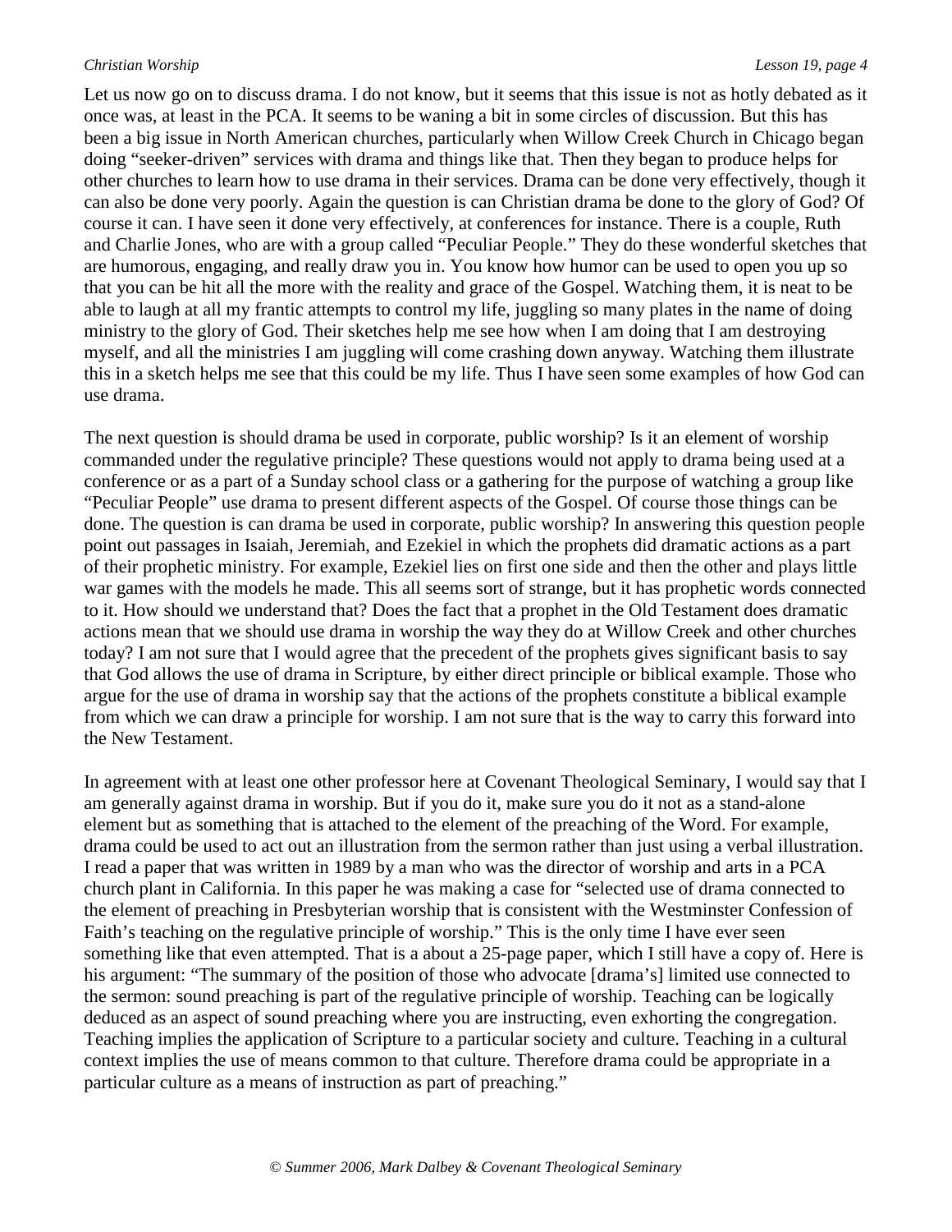Let us now go on to discuss drama. I do not know, but it seems that this issue is not as hotly debated as it once was, at least in the PCA. It seems to be waning a bit in some circles of discussion. But this has been a big issue in North American churches, particularly when Willow Creek Church in Chicago began doing "seeker-driven" services with drama and things like that. Then they began to produce helps for other churches to learn how to use drama in their services. Drama can be done very effectively, though it can also be done very poorly. Again the question is can Christian drama be done to the glory of God? Of course it can. I have seen it done very effectively, at conferences for instance. There is a couple, Ruth and Charlie Jones, who are with a group called "Peculiar People." They do these wonderful sketches that are humorous, engaging, and really draw you in. You know how humor can be used to open you up so that you can be hit all the more with the reality and grace of the Gospel. Watching them, it is neat to be able to laugh at all my frantic attempts to control my life, juggling so many plates in the name of doing ministry to the glory of God. Their sketches help me see how when I am doing that I am destroying myself, and all the ministries I am juggling will come crashing down anyway. Watching them illustrate this in a sketch helps me see that this could be my life. Thus I have seen some examples of how God can use drama.

The next question is should drama be used in corporate, public worship? Is it an element of worship commanded under the regulative principle? These questions would not apply to drama being used at a conference or as a part of a Sunday school class or a gathering for the purpose of watching a group like "Peculiar People" use drama to present different aspects of the Gospel. Of course those things can be done. The question is can drama be used in corporate, public worship? In answering this question people point out passages in Isaiah, Jeremiah, and Ezekiel in which the prophets did dramatic actions as a part of their prophetic ministry. For example, Ezekiel lies on first one side and then the other and plays little war games with the models he made. This all seems sort of strange, but it has prophetic words connected to it. How should we understand that? Does the fact that a prophet in the Old Testament does dramatic actions mean that we should use drama in worship the way they do at Willow Creek and other churches today? I am not sure that I would agree that the precedent of the prophets gives significant basis to say that God allows the use of drama in Scripture, by either direct principle or biblical example. Those who argue for the use of drama in worship say that the actions of the prophets constitute a biblical example from which we can draw a principle for worship. I am not sure that is the way to carry this forward into the New Testament.

In agreement with at least one other professor here at Covenant Theological Seminary, I would say that I am generally against drama in worship. But if you do it, make sure you do it not as a stand-alone element but as something that is attached to the element of the preaching of the Word. For example, drama could be used to act out an illustration from the sermon rather than just using a verbal illustration. I read a paper that was written in 1989 by a man who was the director of worship and arts in a PCA church plant in California. In this paper he was making a case for "selected use of drama connected to the element of preaching in Presbyterian worship that is consistent with the Westminster Confession of Faith's teaching on the regulative principle of worship." This is the only time I have ever seen something like that even attempted. That is a about a 25-page paper, which I still have a copy of. Here is his argument: "The summary of the position of those who advocate [drama's] limited use connected to the sermon: sound preaching is part of the regulative principle of worship. Teaching can be logically deduced as an aspect of sound preaching where you are instructing, even exhorting the congregation. Teaching implies the application of Scripture to a particular society and culture. Teaching in a cultural context implies the use of means common to that culture. Therefore drama could be appropriate in a particular culture as a means of instruction as part of preaching."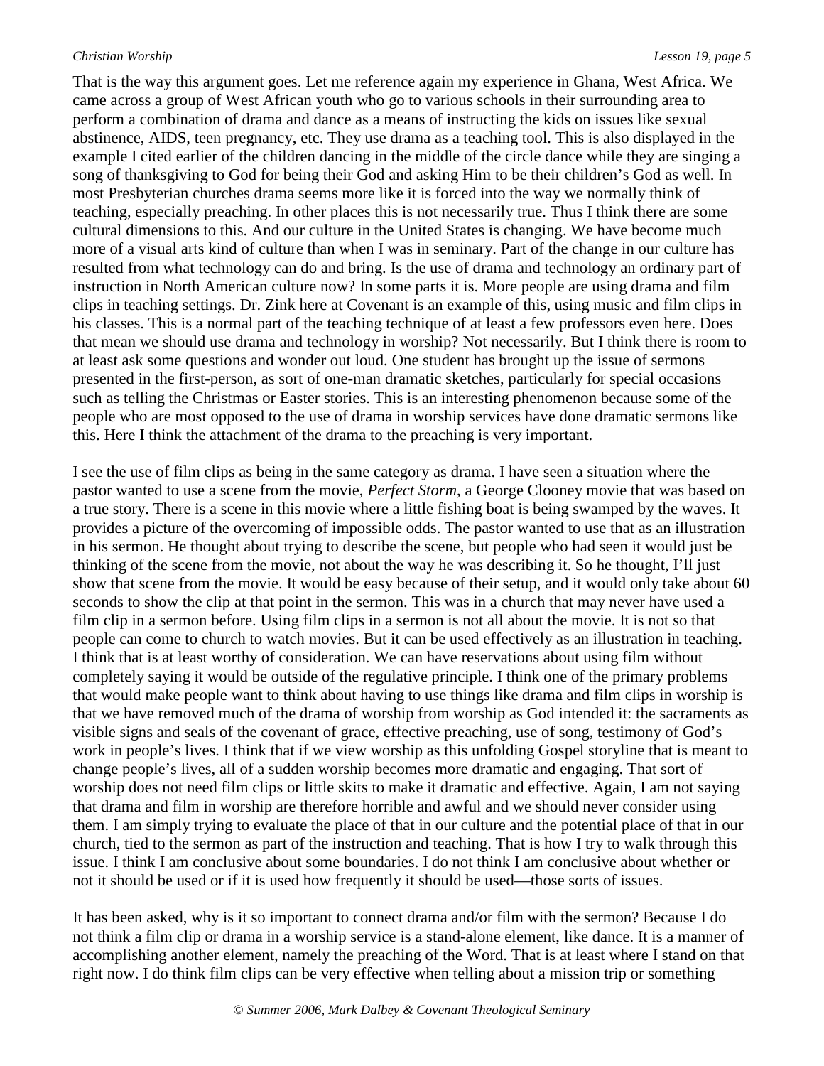That is the way this argument goes. Let me reference again my experience in Ghana, West Africa. We came across a group of West African youth who go to various schools in their surrounding area to perform a combination of drama and dance as a means of instructing the kids on issues like sexual abstinence, AIDS, teen pregnancy, etc. They use drama as a teaching tool. This is also displayed in the example I cited earlier of the children dancing in the middle of the circle dance while they are singing a song of thanksgiving to God for being their God and asking Him to be their children's God as well. In most Presbyterian churches drama seems more like it is forced into the way we normally think of teaching, especially preaching. In other places this is not necessarily true. Thus I think there are some cultural dimensions to this. And our culture in the United States is changing. We have become much more of a visual arts kind of culture than when I was in seminary. Part of the change in our culture has resulted from what technology can do and bring. Is the use of drama and technology an ordinary part of instruction in North American culture now? In some parts it is. More people are using drama and film clips in teaching settings. Dr. Zink here at Covenant is an example of this, using music and film clips in his classes. This is a normal part of the teaching technique of at least a few professors even here. Does that mean we should use drama and technology in worship? Not necessarily. But I think there is room to at least ask some questions and wonder out loud. One student has brought up the issue of sermons presented in the first-person, as sort of one-man dramatic sketches, particularly for special occasions such as telling the Christmas or Easter stories. This is an interesting phenomenon because some of the people who are most opposed to the use of drama in worship services have done dramatic sermons like this. Here I think the attachment of the drama to the preaching is very important.

I see the use of film clips as being in the same category as drama. I have seen a situation where the pastor wanted to use a scene from the movie, *Perfect Storm*, a George Clooney movie that was based on a true story. There is a scene in this movie where a little fishing boat is being swamped by the waves. It provides a picture of the overcoming of impossible odds. The pastor wanted to use that as an illustration in his sermon. He thought about trying to describe the scene, but people who had seen it would just be thinking of the scene from the movie, not about the way he was describing it. So he thought, I'll just show that scene from the movie. It would be easy because of their setup, and it would only take about 60 seconds to show the clip at that point in the sermon. This was in a church that may never have used a film clip in a sermon before. Using film clips in a sermon is not all about the movie. It is not so that people can come to church to watch movies. But it can be used effectively as an illustration in teaching. I think that is at least worthy of consideration. We can have reservations about using film without completely saying it would be outside of the regulative principle. I think one of the primary problems that would make people want to think about having to use things like drama and film clips in worship is that we have removed much of the drama of worship from worship as God intended it: the sacraments as visible signs and seals of the covenant of grace, effective preaching, use of song, testimony of God's work in people's lives. I think that if we view worship as this unfolding Gospel storyline that is meant to change people's lives, all of a sudden worship becomes more dramatic and engaging. That sort of worship does not need film clips or little skits to make it dramatic and effective. Again, I am not saying that drama and film in worship are therefore horrible and awful and we should never consider using them. I am simply trying to evaluate the place of that in our culture and the potential place of that in our church, tied to the sermon as part of the instruction and teaching. That is how I try to walk through this issue. I think I am conclusive about some boundaries. I do not think I am conclusive about whether or not it should be used or if it is used how frequently it should be used—those sorts of issues.

It has been asked, why is it so important to connect drama and/or film with the sermon? Because I do not think a film clip or drama in a worship service is a stand-alone element, like dance. It is a manner of accomplishing another element, namely the preaching of the Word. That is at least where I stand on that right now. I do think film clips can be very effective when telling about a mission trip or something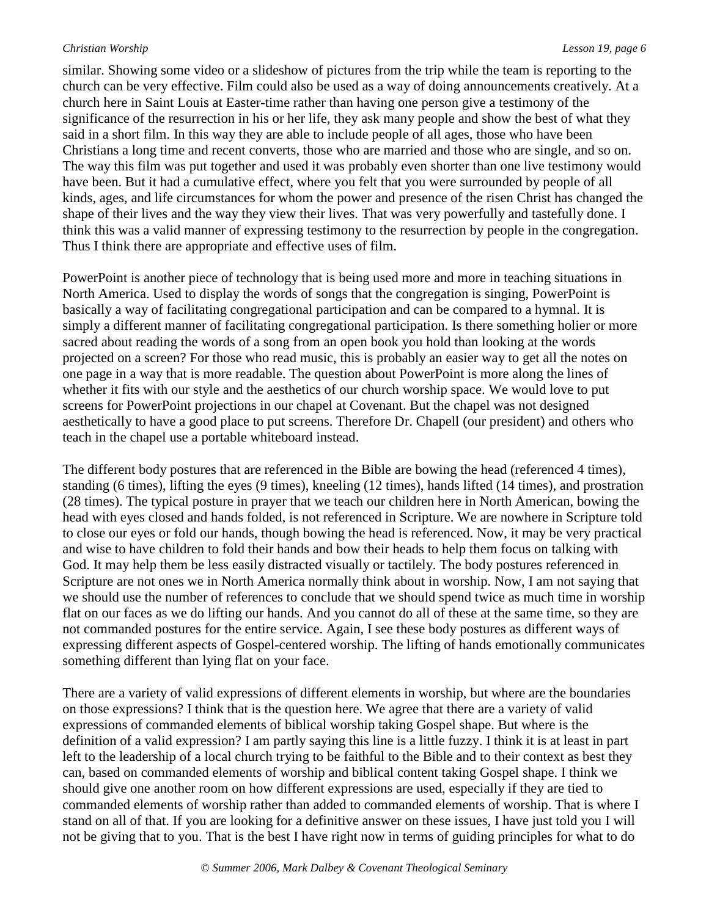similar. Showing some video or a slideshow of pictures from the trip while the team is reporting to the church can be very effective. Film could also be used as a way of doing announcements creatively. At a church here in Saint Louis at Easter-time rather than having one person give a testimony of the significance of the resurrection in his or her life, they ask many people and show the best of what they said in a short film. In this way they are able to include people of all ages, those who have been Christians a long time and recent converts, those who are married and those who are single, and so on. The way this film was put together and used it was probably even shorter than one live testimony would have been. But it had a cumulative effect, where you felt that you were surrounded by people of all kinds, ages, and life circumstances for whom the power and presence of the risen Christ has changed the shape of their lives and the way they view their lives. That was very powerfully and tastefully done. I think this was a valid manner of expressing testimony to the resurrection by people in the congregation. Thus I think there are appropriate and effective uses of film.

PowerPoint is another piece of technology that is being used more and more in teaching situations in North America. Used to display the words of songs that the congregation is singing, PowerPoint is basically a way of facilitating congregational participation and can be compared to a hymnal. It is simply a different manner of facilitating congregational participation. Is there something holier or more sacred about reading the words of a song from an open book you hold than looking at the words projected on a screen? For those who read music, this is probably an easier way to get all the notes on one page in a way that is more readable. The question about PowerPoint is more along the lines of whether it fits with our style and the aesthetics of our church worship space. We would love to put screens for PowerPoint projections in our chapel at Covenant. But the chapel was not designed aesthetically to have a good place to put screens. Therefore Dr. Chapell (our president) and others who teach in the chapel use a portable whiteboard instead.

The different body postures that are referenced in the Bible are bowing the head (referenced 4 times), standing (6 times), lifting the eyes (9 times), kneeling (12 times), hands lifted (14 times), and prostration (28 times). The typical posture in prayer that we teach our children here in North American, bowing the head with eyes closed and hands folded, is not referenced in Scripture. We are nowhere in Scripture told to close our eyes or fold our hands, though bowing the head is referenced. Now, it may be very practical and wise to have children to fold their hands and bow their heads to help them focus on talking with God. It may help them be less easily distracted visually or tactilely. The body postures referenced in Scripture are not ones we in North America normally think about in worship. Now, I am not saying that we should use the number of references to conclude that we should spend twice as much time in worship flat on our faces as we do lifting our hands. And you cannot do all of these at the same time, so they are not commanded postures for the entire service. Again, I see these body postures as different ways of expressing different aspects of Gospel-centered worship. The lifting of hands emotionally communicates something different than lying flat on your face.

There are a variety of valid expressions of different elements in worship, but where are the boundaries on those expressions? I think that is the question here. We agree that there are a variety of valid expressions of commanded elements of biblical worship taking Gospel shape. But where is the definition of a valid expression? I am partly saying this line is a little fuzzy. I think it is at least in part left to the leadership of a local church trying to be faithful to the Bible and to their context as best they can, based on commanded elements of worship and biblical content taking Gospel shape. I think we should give one another room on how different expressions are used, especially if they are tied to commanded elements of worship rather than added to commanded elements of worship. That is where I stand on all of that. If you are looking for a definitive answer on these issues, I have just told you I will not be giving that to you. That is the best I have right now in terms of guiding principles for what to do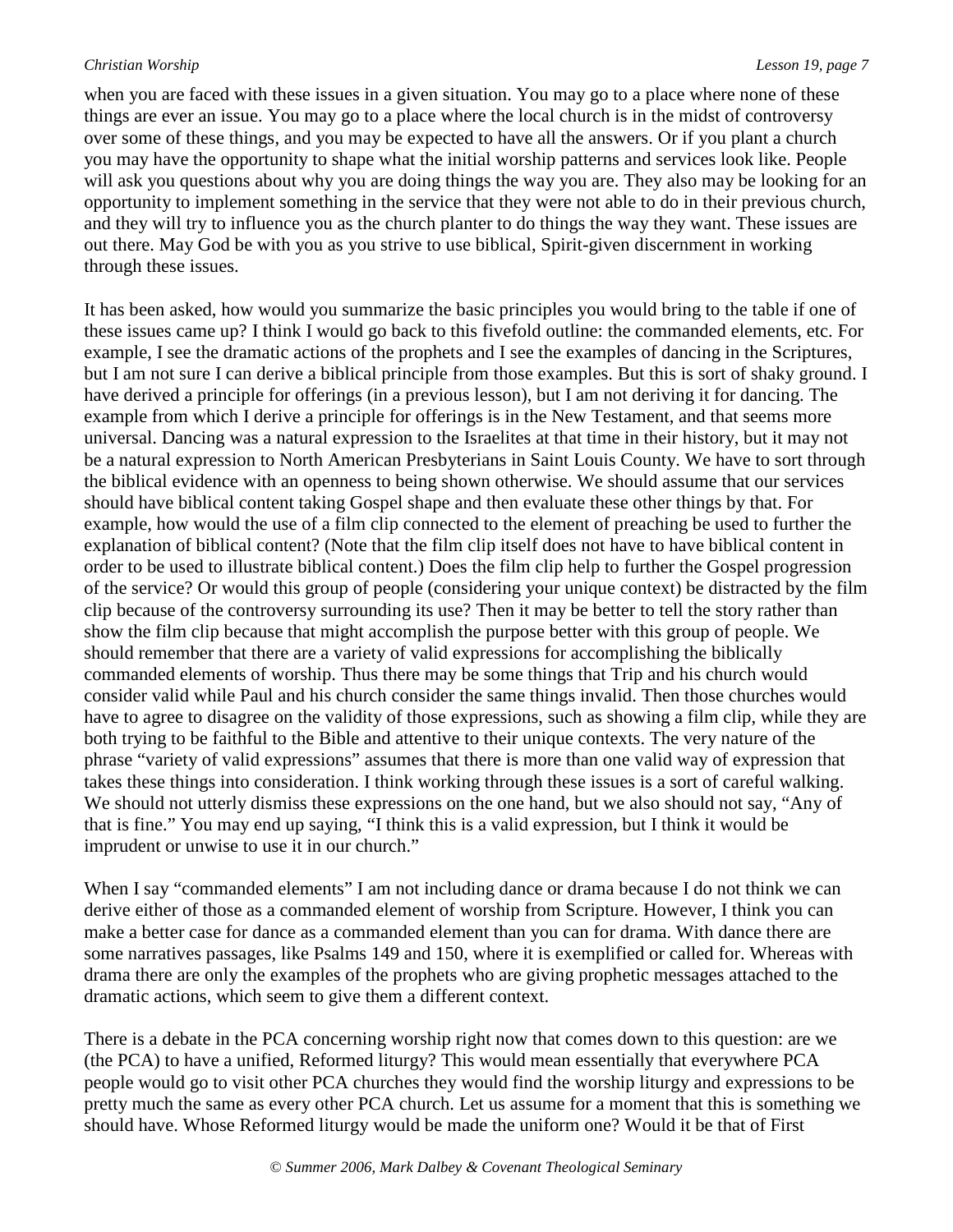when you are faced with these issues in a given situation. You may go to a place where none of these things are ever an issue. You may go to a place where the local church is in the midst of controversy over some of these things, and you may be expected to have all the answers. Or if you plant a church you may have the opportunity to shape what the initial worship patterns and services look like. People will ask you questions about why you are doing things the way you are. They also may be looking for an opportunity to implement something in the service that they were not able to do in their previous church, and they will try to influence you as the church planter to do things the way they want. These issues are out there. May God be with you as you strive to use biblical, Spirit-given discernment in working through these issues.

It has been asked, how would you summarize the basic principles you would bring to the table if one of these issues came up? I think I would go back to this fivefold outline: the commanded elements, etc. For example, I see the dramatic actions of the prophets and I see the examples of dancing in the Scriptures, but I am not sure I can derive a biblical principle from those examples. But this is sort of shaky ground. I have derived a principle for offerings (in a previous lesson), but I am not deriving it for dancing. The example from which I derive a principle for offerings is in the New Testament, and that seems more universal. Dancing was a natural expression to the Israelites at that time in their history, but it may not be a natural expression to North American Presbyterians in Saint Louis County. We have to sort through the biblical evidence with an openness to being shown otherwise. We should assume that our services should have biblical content taking Gospel shape and then evaluate these other things by that. For example, how would the use of a film clip connected to the element of preaching be used to further the explanation of biblical content? (Note that the film clip itself does not have to have biblical content in order to be used to illustrate biblical content.) Does the film clip help to further the Gospel progression of the service? Or would this group of people (considering your unique context) be distracted by the film clip because of the controversy surrounding its use? Then it may be better to tell the story rather than show the film clip because that might accomplish the purpose better with this group of people. We should remember that there are a variety of valid expressions for accomplishing the biblically commanded elements of worship. Thus there may be some things that Trip and his church would consider valid while Paul and his church consider the same things invalid. Then those churches would have to agree to disagree on the validity of those expressions, such as showing a film clip, while they are both trying to be faithful to the Bible and attentive to their unique contexts. The very nature of the phrase "variety of valid expressions" assumes that there is more than one valid way of expression that takes these things into consideration. I think working through these issues is a sort of careful walking. We should not utterly dismiss these expressions on the one hand, but we also should not say, "Any of that is fine." You may end up saying, "I think this is a valid expression, but I think it would be imprudent or unwise to use it in our church."

When I say "commanded elements" I am not including dance or drama because I do not think we can derive either of those as a commanded element of worship from Scripture. However, I think you can make a better case for dance as a commanded element than you can for drama. With dance there are some narratives passages, like Psalms 149 and 150, where it is exemplified or called for. Whereas with drama there are only the examples of the prophets who are giving prophetic messages attached to the dramatic actions, which seem to give them a different context.

There is a debate in the PCA concerning worship right now that comes down to this question: are we (the PCA) to have a unified, Reformed liturgy? This would mean essentially that everywhere PCA people would go to visit other PCA churches they would find the worship liturgy and expressions to be pretty much the same as every other PCA church. Let us assume for a moment that this is something we should have. Whose Reformed liturgy would be made the uniform one? Would it be that of First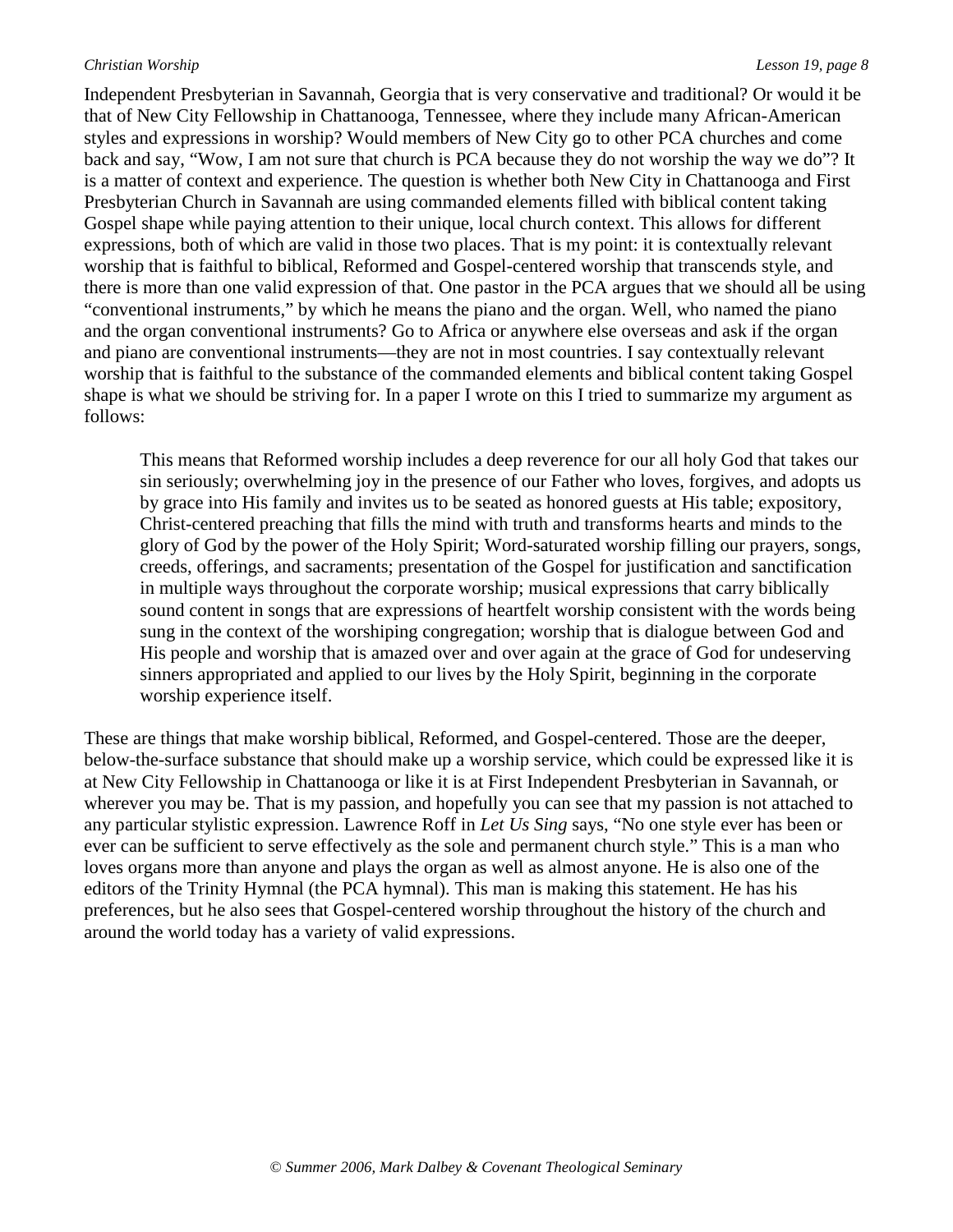Independent Presbyterian in Savannah, Georgia that is very conservative and traditional? Or would it be that of New City Fellowship in Chattanooga, Tennessee, where they include many African-American styles and expressions in worship? Would members of New City go to other PCA churches and come back and say, "Wow, I am not sure that church is PCA because they do not worship the way we do"? It is a matter of context and experience. The question is whether both New City in Chattanooga and First Presbyterian Church in Savannah are using commanded elements filled with biblical content taking Gospel shape while paying attention to their unique, local church context. This allows for different expressions, both of which are valid in those two places. That is my point: it is contextually relevant worship that is faithful to biblical, Reformed and Gospel-centered worship that transcends style, and there is more than one valid expression of that. One pastor in the PCA argues that we should all be using "conventional instruments," by which he means the piano and the organ. Well, who named the piano and the organ conventional instruments? Go to Africa or anywhere else overseas and ask if the organ and piano are conventional instruments—they are not in most countries. I say contextually relevant worship that is faithful to the substance of the commanded elements and biblical content taking Gospel shape is what we should be striving for. In a paper I wrote on this I tried to summarize my argument as follows:

> This means that Reformed worship includes a deep reverence for our all holy God that takes our sin seriously; overwhelming joy in the presence of our Father who loves, forgives, and adopts us by grace into His family and invites us to be seated as honored guests at His table; expository, Christ-centered preaching that fills the mind with truth and transforms hearts and minds to the glory of God by the power of the Holy Spirit; Word-saturated worship filling our prayers, songs, creeds, offerings, and sacraments; presentation of the Gospel for justification and sanctification in multiple ways throughout the corporate worship; musical expressions that carry biblically sound content in songs that are expressions of heartfelt worship consistent with the words being sung in the context of the worshiping congregation; worship that is dialogue between God and His people and worship that is amazed over and over again at the grace of God for undeserving sinners appropriated and applied to our lives by the Holy Spirit, beginning in the corporate worship experience itself.

These are things that make worship biblical, Reformed, and Gospel-centered. Those are the deeper, below-the-surface substance that should make up a worship service, which could be expressed like it is at New City Fellowship in Chattanooga or like it is at First Independent Presbyterian in Savannah, or wherever you may be. That is my passion, and hopefully you can see that my passion is not attached to any particular stylistic expression. Lawrence Roff in *Let Us Sing* says, "No one style ever has been or ever can be sufficient to serve effectively as the sole and permanent church style." This is a man who loves organs more than anyone and plays the organ as well as almost anyone. He is also one of the editors of the Trinity Hymnal (the PCA hymnal). This man is making this statement. He has his preferences, but he also sees that Gospel-centered worship throughout the history of the church and around the world today has a variety of valid expressions.